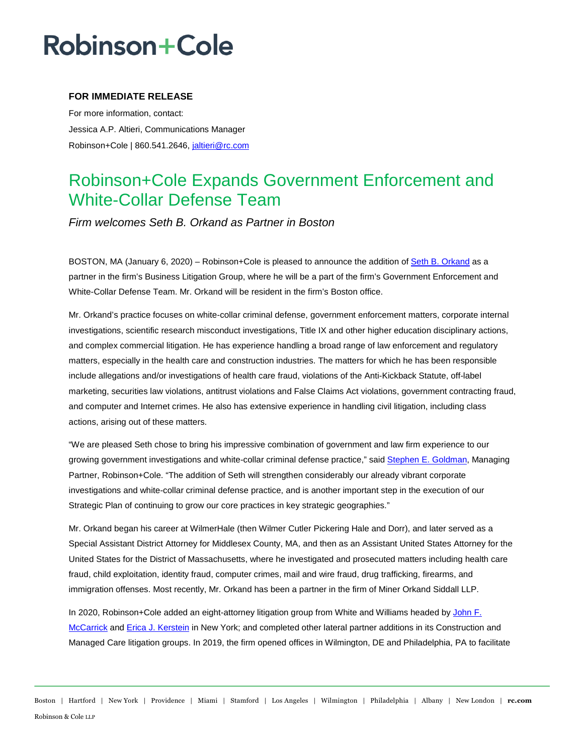# Robinson+Cole

**FOR IMMEDIATE RELEASE**

For more information, contact:

Jessica A.P. Altieri, Communications Manager

Robinson+Cole | 860.541.2646, jaltieri@rc.com

## Robinson+Cole Expands Government Enforcement and White-Collar Defense Team

*Firm welcomes Seth B. Orkand as Partner in Boston*

BOSTON, MA (January 6, 2020) – Robinson+Cole is pleased to announce the addition of Seth B. Orkand as a partner in the firm's Business Litigation Group, where he will be a part of the firm's Government Enforcement and White-Collar Defense Team. Mr. Orkand will be resident in the firm's Boston office.

Mr. Orkand's practice focuses on white-collar criminal defense, government enforcement matters, corporate internal investigations, scientific research misconduct investigations, Title IX and other higher education disciplinary actions, and complex commercial litigation. He has experience handling a broad range of law enforcement and regulatory matters, especially in the health care and construction industries. The matters for which he has been responsible include allegations and/or investigations of health care fraud, violations of the Anti-Kickback Statute, off-label marketing, securities law violations, antitrust violations and False Claims Act violations, government contracting fraud, and computer and Internet crimes. He also has extensive experience in handling civil litigation, including class actions, arising out of these matters.

"We are pleased Seth chose to bring his impressive combination of government and law firm experience to our growing government investigations and white-collar criminal defense practice," said Stephen E. Goldman, Managing Partner, Robinson+Cole. "The addition of Seth will strengthen considerably our already vibrant corporate investigations and white-collar criminal defense practice, and is another important step in the execution of our Strategic Plan of continuing to grow our core practices in key strategic geographies."

Mr. Orkand began his career at WilmerHale (then Wilmer Cutler Pickering Hale and Dorr), and later served as a Special Assistant District Attorney for Middlesex County, MA, and then as an Assistant United States Attorney for the United States for the District of Massachusetts, where he investigated and prosecuted matters including health care fraud, child exploitation, identity fraud, computer crimes, mail and wire fraud, drug trafficking, firearms, and immigration offenses. Most recently, Mr. Orkand has been a partner in the firm of Miner Orkand Siddall LLP.

In 2020, Robinson+Cole added an eight-attorney litigation group from White and Williams headed by John F. McCarrick and Erica J. Kerstein in New York; and completed other lateral partner additions in its Construction and Managed Care litigation groups. In 2019, the firm opened offices in Wilmington, DE and Philadelphia, PA to facilitate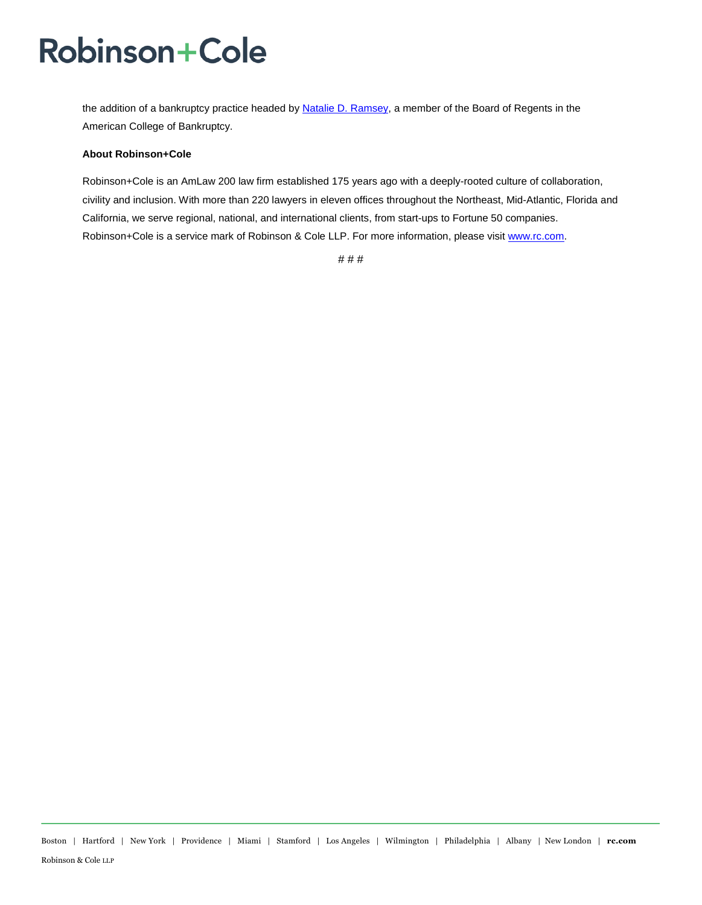the addition of a bankruptcy practice headed by [Natalie D. Ramsey](), a member of the Board of Regents in the American College of Bankruptcy.

**About Robinson+Cole**

Robinson+Cole is an AmLaw 200 law firm established 175 years ago with a deeply-rooted culture of collaboration, civility and inclusion. With more than 220 lawyers in eleven offices throughout the Northeast, Mid-Atlantic, Florida and California, we serve regional, national, and international clients, from start-ups to Fortune 50 companies. Robinson+Cole is a service mark of Robinson & Cole LLP. For more information, please visit [www.rc.com]().

# # #